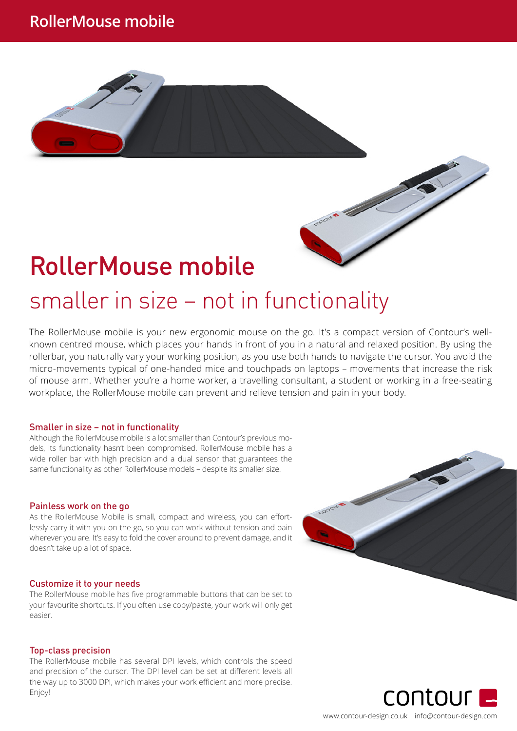# RollerMouse mobile

## smaller in size – not in functionality

The RollerMouse mobile is your new ergonomic mouse on the go. It's a compact version of Contour's well-known centred mouse, which places your hands in front of you in a natural and relaxed position. By using the rollerbar, you naturally vary your working position, as you use both hands to navigate the cursor. You avoid the micro-movements typical of one-handed mice and touchpads on laptops – movements that increase the risk of mouse arm. Whether you're a home worker, a travelling consultant, a student or working in a free-seating workplace, the RollerMouse mobile can prevent and relieve tension and pain in your body.

### Smaller in size – not in functionality

Although the RollerMouse mobile is a lot smaller than Contour's previous models, its functionality hasn't been compromised. RollerMouse mobile has a wide roller bar with high precision and a dual sensor that guarantees the same functionality as other RollerMouse models – despite its smaller size.

### Painless work on the go

As the RollerMouse Mobile is small, compact and wireless, you can effortlessly carry it with you on the go, so you can work without tension and pain wherever you are. It's easy to fold the cover around to prevent damage, and it doesn't take up a lot of space.

### Customize it to your needs

The RollerMouse mobile has five programmable buttons that can be set to your favourite shortcuts. If you often use copy/paste, your work will only get easier.

### Top-class precision

The RollerMouse mobile has several DPI levels, which controls the speed and precision of the cursor. The DPI level can be set at different levels all the way up to 3000 DPI, which makes your work efficient and more precise. Enjoy!

contour

www.contour-design.co.uk | info@contour-design.com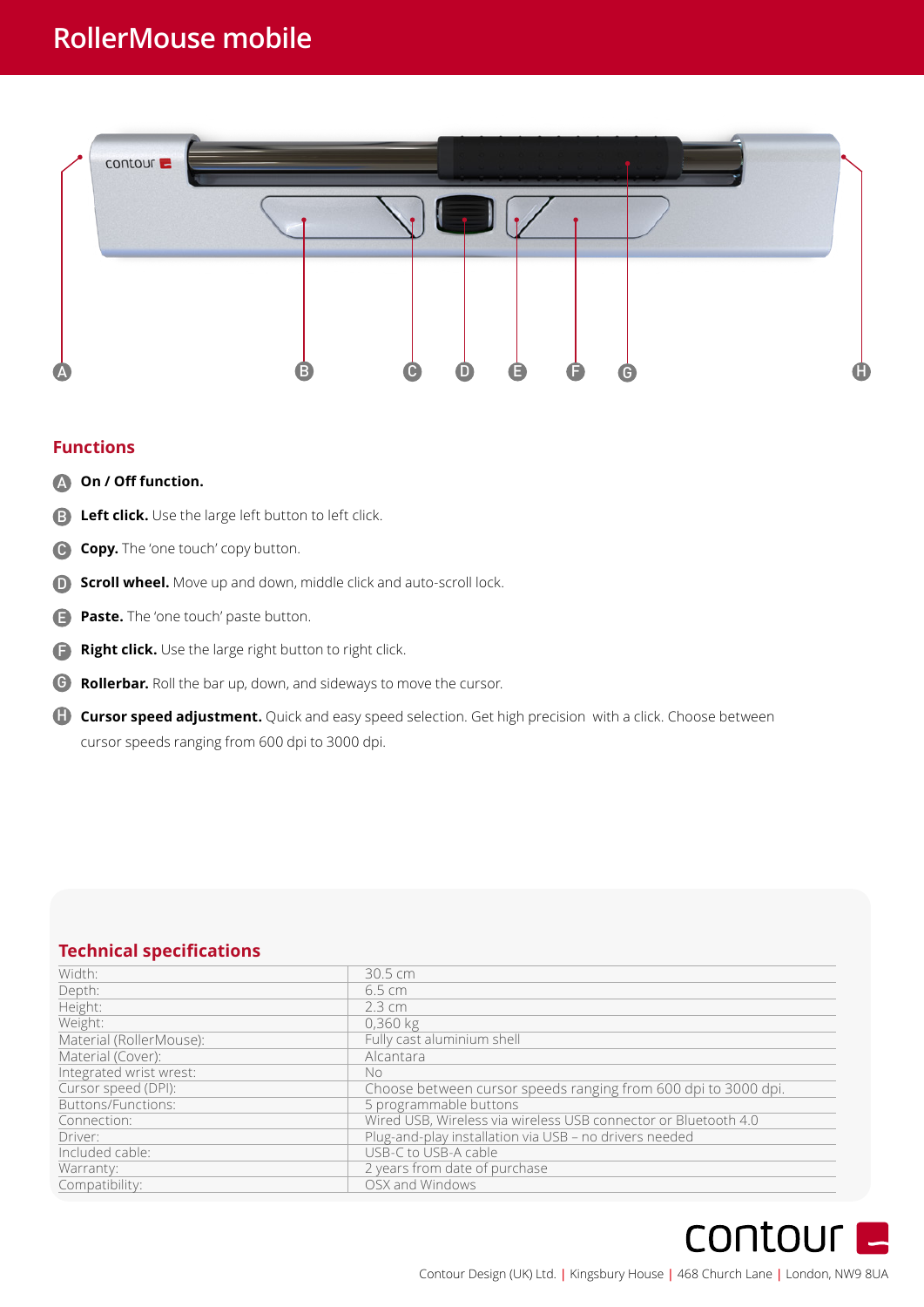# RollerMouse mobile

A B C D E F G H

## Functions

- **A** **On / Off function.**
- **B** **Left click.** Use the large left button to left click.
- **C** **Copy.** The 'one touch' copy button.
- **D** **Scroll wheel.** Move up and down, middle click and auto-scroll lock.
- **E** **Paste.** The 'one touch' paste button.
- **F** **Right click.** Use the large right button to right click.
- **G** **Rollerbar.** Roll the bar up, down, and sideways to move the cursor.
- **H** **Cursor speed adjustment.** Quick and easy speed selection. Get high precision with a click. Choose between cursor speeds ranging from 600 dpi to 3000 dpi.

## Technical specifications

| | |
|---|---|
| Width: | 30.5 cm |
| Depth: | 6.5 cm |
| Height: | 2.3 cm |
| Weight: | 0,360 kg |
| Material (RollerMouse): | Fully cast aluminium shell |
| Material (Cover): | Alcantara |
| Integrated wrist wrest: | No |
| Cursor speed (DPI): | Choose between cursor speeds ranging from 600 dpi to 3000 dpi. |
| Buttons/Functions: | 5 programmable buttons |
| Connection: | Wired USB, Wireless via wireless USB connector or Bluetooth 4.0 |
| Driver: | Plug-and-play installation via USB – no drivers needed |
| Included cable: | USB-C to USB-A cable |
| Warranty: | 2 years from date of purchase |
| Compatibility: | OSX and Windows |

contour

Contour Design (UK) Ltd. | Kingsbury House | 468 Church Lane | London, NW9 8UA